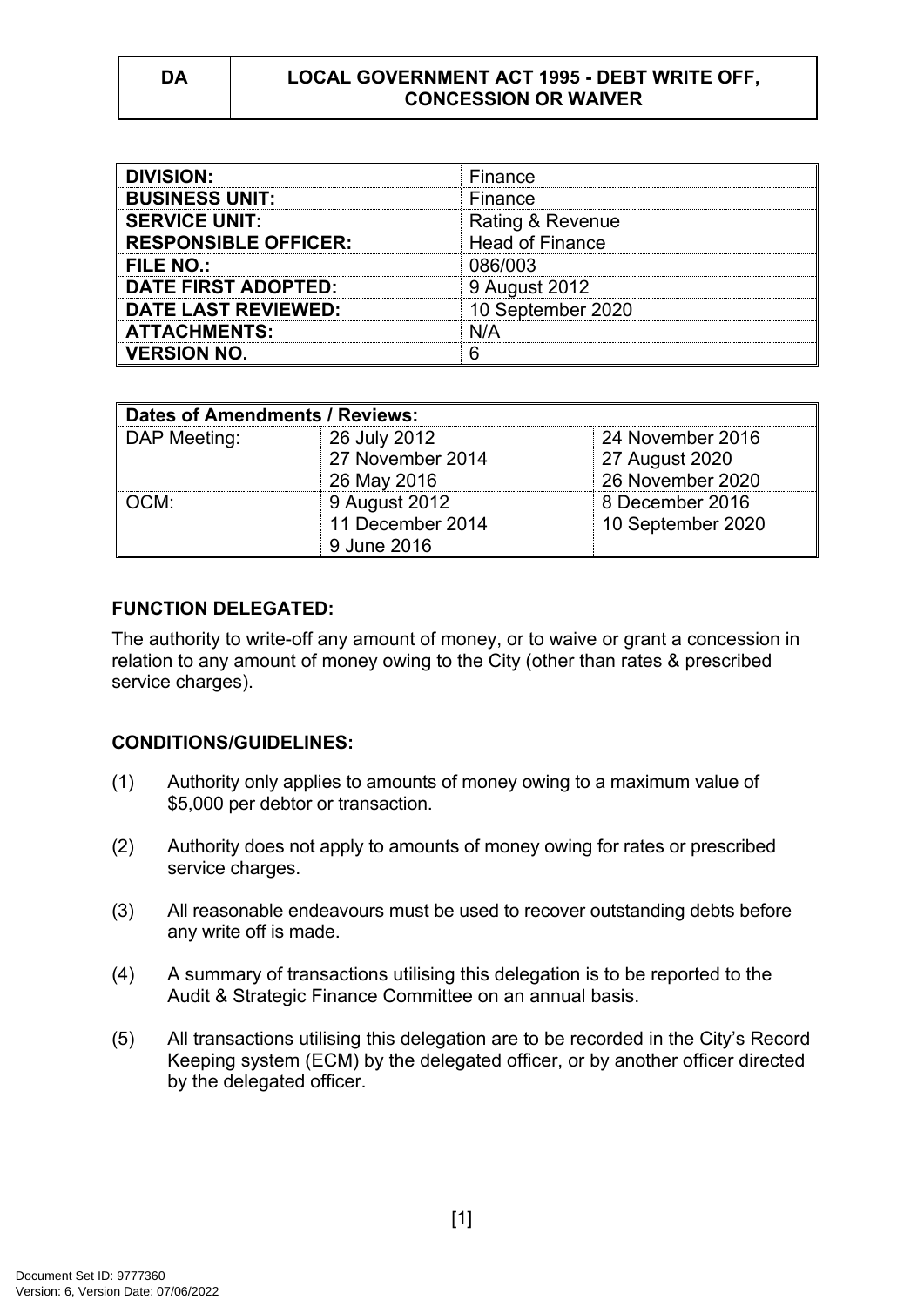| DA | LOCAL GOVERNMENT ACT 1995 - DEBT WRITE OFF, CONCESSION OR WAIVER |
|---|---|

| | |
|---|---|
| **DIVISION:** | Finance |
| **BUSINESS UNIT:** | Finance |
| **SERVICE UNIT:** | Rating & Revenue |
| **RESPONSIBLE OFFICER:** | Head of Finance |
| **FILE NO.:** | 086/003 |
| **DATE FIRST ADOPTED:** | 9 August 2012 |
| **DATE LAST REVIEWED:** | 10 September 2020 |
| **ATTACHMENTS:** | N/A |
| **VERSION NO.** | 6 |

| **Dates of Amendments / Reviews:** | | |
|---|---|---|
| DAP Meeting: | 26 July 2012<br>27 November 2014<br>26 May 2016 | 24 November 2016<br>27 August 2020<br>26 November 2020 |
| OCM: | 9 August 2012<br>11 December 2014<br>9 June 2016 | 8 December 2016<br>10 September 2020 |

**FUNCTION DELEGATED:**

The authority to write-off any amount of money, or to waive or grant a concession in relation to any amount of money owing to the City (other than rates & prescribed service charges).

**CONDITIONS/GUIDELINES:**

(1) Authority only applies to amounts of money owing to a maximum value of $5,000 per debtor or transaction.

(2) Authority does not apply to amounts of money owing for rates or prescribed service charges.

(3) All reasonable endeavours must be used to recover outstanding debts before any write off is made.

(4) A summary of transactions utilising this delegation is to be reported to the Audit & Strategic Finance Committee on an annual basis.

(5) All transactions utilising this delegation are to be recorded in the City's Record Keeping system (ECM) by the delegated officer, or by another officer directed by the delegated officer.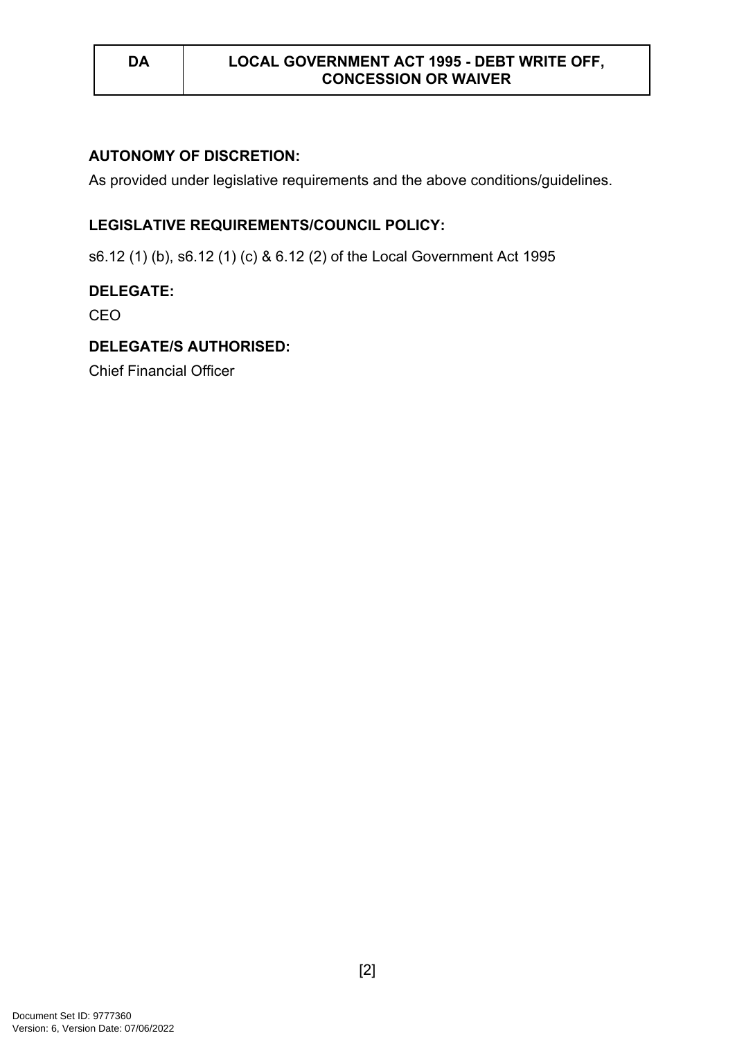| DA | LOCAL GOVERNMENT ACT 1995 - DEBT WRITE OFF, CONCESSION OR WAIVER |
|---|---|

**AUTONOMY OF DISCRETION:**

As provided under legislative requirements and the above conditions/guidelines.

**LEGISLATIVE REQUIREMENTS/COUNCIL POLICY:**

s6.12 (1) (b), s6.12 (1) (c) & 6.12 (2) of the Local Government Act 1995

**DELEGATE:**

CEO

**DELEGATE/S AUTHORISED:**

Chief Financial Officer

Document Set ID: 9777360
Version: 6, Version Date: 07/06/2022